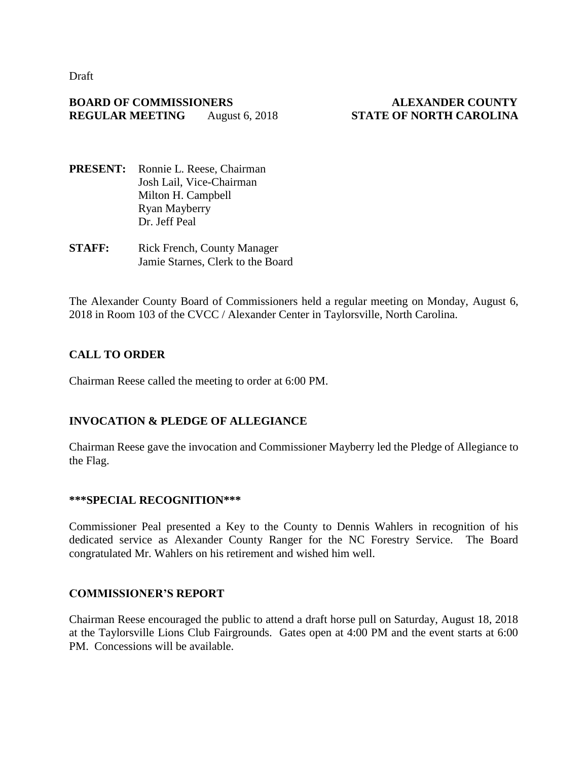Draft

**BOARD OF COMMISSIONERS** **ALEXANDER COUNTY**
**REGULAR MEETING** August 6, 2018 **STATE OF NORTH CAROLINA**

**PRESENT:** Ronnie L. Reese, Chairman
Josh Lail, Vice-Chairman
Milton H. Campbell
Ryan Mayberry
Dr. Jeff Peal

**STAFF:** Rick French, County Manager
Jamie Starnes, Clerk to the Board

The Alexander County Board of Commissioners held a regular meeting on Monday, August 6, 2018 in Room 103 of the CVCC / Alexander Center in Taylorsville, North Carolina.

## CALL TO ORDER

Chairman Reese called the meeting to order at 6:00 PM.

## INVOCATION & PLEDGE OF ALLEGIANCE

Chairman Reese gave the invocation and Commissioner Mayberry led the Pledge of Allegiance to the Flag.

## ***SPECIAL RECOGNITION***

Commissioner Peal presented a Key to the County to Dennis Wahlers in recognition of his dedicated service as Alexander County Ranger for the NC Forestry Service. The Board congratulated Mr. Wahlers on his retirement and wished him well.

## COMMISSIONER'S REPORT

Chairman Reese encouraged the public to attend a draft horse pull on Saturday, August 18, 2018 at the Taylorsville Lions Club Fairgrounds. Gates open at 4:00 PM and the event starts at 6:00 PM. Concessions will be available.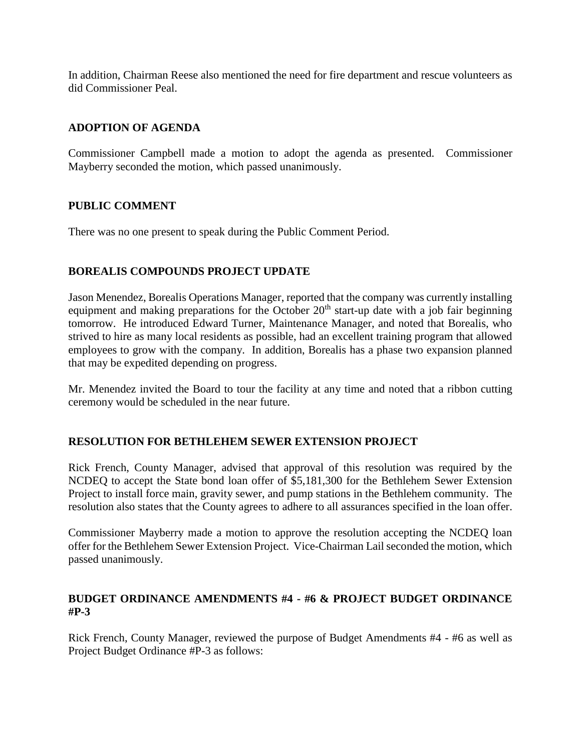In addition, Chairman Reese also mentioned the need for fire department and rescue volunteers as did Commissioner Peal.

## ADOPTION OF AGENDA

Commissioner Campbell made a motion to adopt the agenda as presented. Commissioner Mayberry seconded the motion, which passed unanimously.

## PUBLIC COMMENT

There was no one present to speak during the Public Comment Period.

## BOREALIS COMPOUNDS PROJECT UPDATE

Jason Menendez, Borealis Operations Manager, reported that the company was currently installing equipment and making preparations for the October 20th start-up date with a job fair beginning tomorrow. He introduced Edward Turner, Maintenance Manager, and noted that Borealis, who strived to hire as many local residents as possible, had an excellent training program that allowed employees to grow with the company. In addition, Borealis has a phase two expansion planned that may be expedited depending on progress.

Mr. Menendez invited the Board to tour the facility at any time and noted that a ribbon cutting ceremony would be scheduled in the near future.

## RESOLUTION FOR BETHLEHEM SEWER EXTENSION PROJECT

Rick French, County Manager, advised that approval of this resolution was required by the NCDEQ to accept the State bond loan offer of $5,181,300 for the Bethlehem Sewer Extension Project to install force main, gravity sewer, and pump stations in the Bethlehem community. The resolution also states that the County agrees to adhere to all assurances specified in the loan offer.

Commissioner Mayberry made a motion to approve the resolution accepting the NCDEQ loan offer for the Bethlehem Sewer Extension Project. Vice-Chairman Lail seconded the motion, which passed unanimously.

## BUDGET ORDINANCE AMENDMENTS #4 - #6 & PROJECT BUDGET ORDINANCE #P-3

Rick French, County Manager, reviewed the purpose of Budget Amendments #4 - #6 as well as Project Budget Ordinance #P-3 as follows: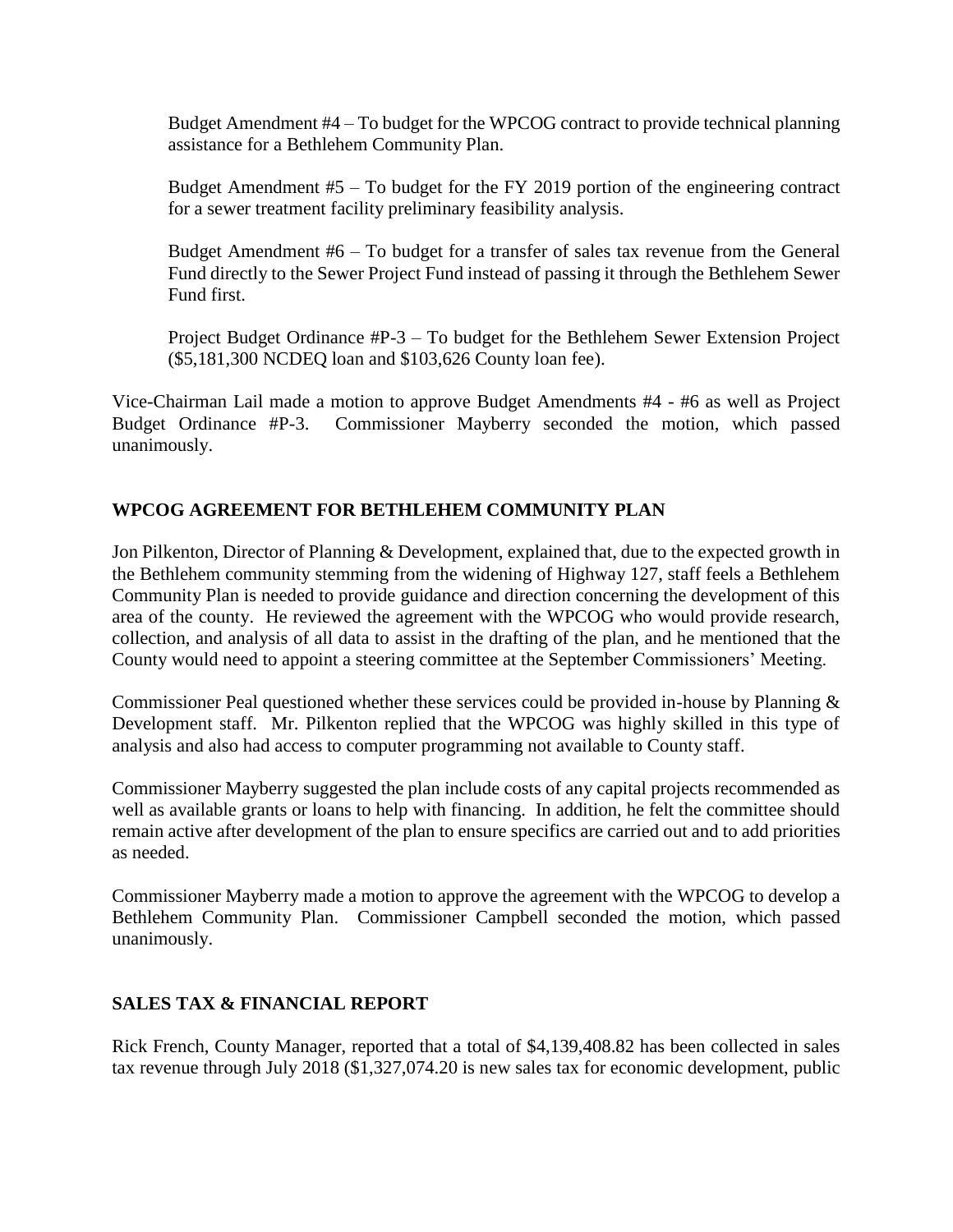Budget Amendment #4 – To budget for the WPCOG contract to provide technical planning assistance for a Bethlehem Community Plan.

Budget Amendment #5 – To budget for the FY 2019 portion of the engineering contract for a sewer treatment facility preliminary feasibility analysis.

Budget Amendment #6 – To budget for a transfer of sales tax revenue from the General Fund directly to the Sewer Project Fund instead of passing it through the Bethlehem Sewer Fund first.

Project Budget Ordinance #P-3 – To budget for the Bethlehem Sewer Extension Project ($5,181,300 NCDEQ loan and $103,626 County loan fee).

Vice-Chairman Lail made a motion to approve Budget Amendments #4 - #6 as well as Project Budget Ordinance #P-3. Commissioner Mayberry seconded the motion, which passed unanimously.

## WPCOG AGREEMENT FOR BETHLEHEM COMMUNITY PLAN

Jon Pilkenton, Director of Planning & Development, explained that, due to the expected growth in the Bethlehem community stemming from the widening of Highway 127, staff feels a Bethlehem Community Plan is needed to provide guidance and direction concerning the development of this area of the county. He reviewed the agreement with the WPCOG who would provide research, collection, and analysis of all data to assist in the drafting of the plan, and he mentioned that the County would need to appoint a steering committee at the September Commissioners' Meeting.

Commissioner Peal questioned whether these services could be provided in-house by Planning & Development staff. Mr. Pilkenton replied that the WPCOG was highly skilled in this type of analysis and also had access to computer programming not available to County staff.

Commissioner Mayberry suggested the plan include costs of any capital projects recommended as well as available grants or loans to help with financing. In addition, he felt the committee should remain active after development of the plan to ensure specifics are carried out and to add priorities as needed.

Commissioner Mayberry made a motion to approve the agreement with the WPCOG to develop a Bethlehem Community Plan. Commissioner Campbell seconded the motion, which passed unanimously.

## SALES TAX & FINANCIAL REPORT

Rick French, County Manager, reported that a total of $4,139,408.82 has been collected in sales tax revenue through July 2018 ($1,327,074.20 is new sales tax for economic development, public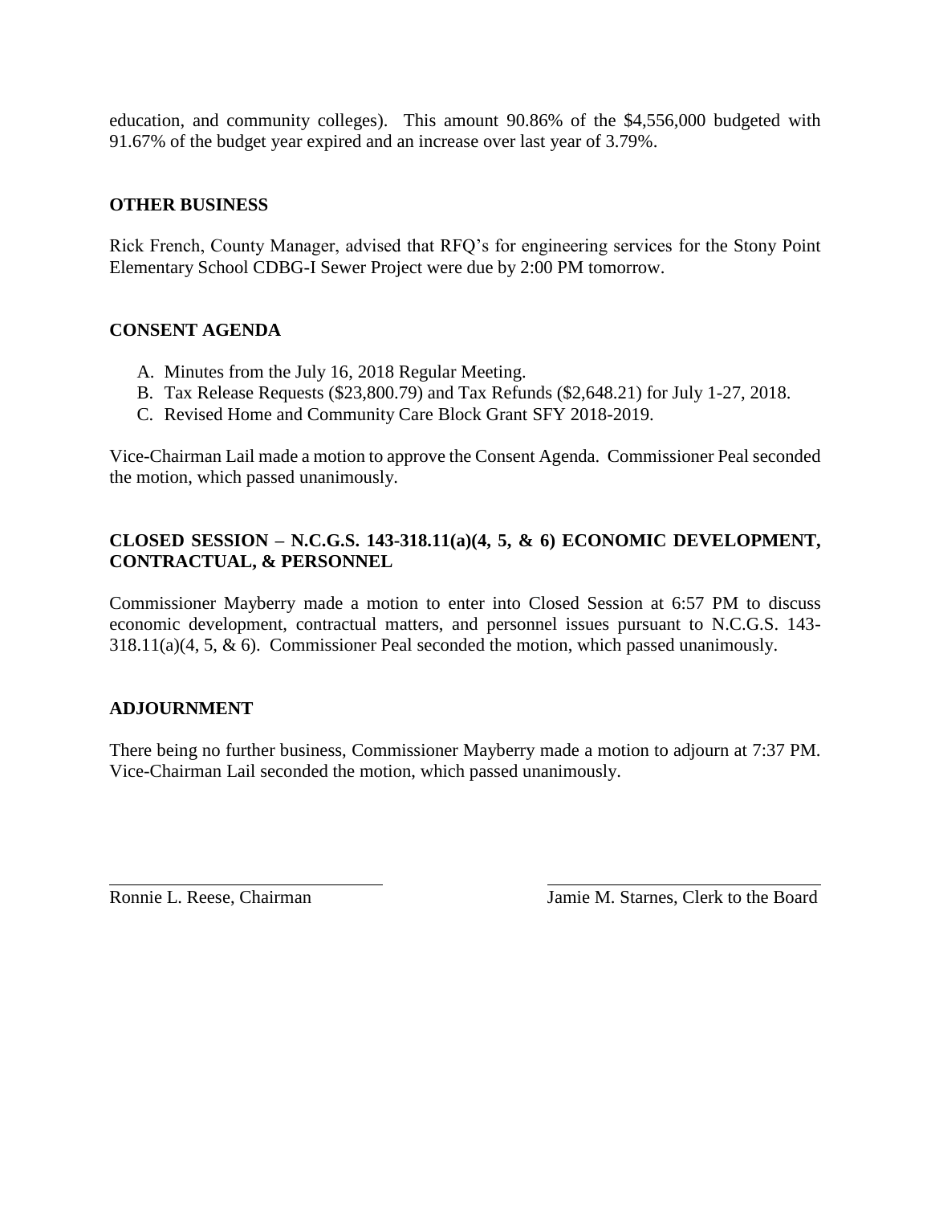education, and community colleges). This amount 90.86% of the $4,556,000 budgeted with 91.67% of the budget year expired and an increase over last year of 3.79%.

## OTHER BUSINESS

Rick French, County Manager, advised that RFQ's for engineering services for the Stony Point Elementary School CDBG-I Sewer Project were due by 2:00 PM tomorrow.

## CONSENT AGENDA

A. Minutes from the July 16, 2018 Regular Meeting.
B. Tax Release Requests ($23,800.79) and Tax Refunds ($2,648.21) for July 1-27, 2018.
C. Revised Home and Community Care Block Grant SFY 2018-2019.

Vice-Chairman Lail made a motion to approve the Consent Agenda. Commissioner Peal seconded the motion, which passed unanimously.

## CLOSED SESSION – N.C.G.S. 143-318.11(a)(4, 5, & 6) ECONOMIC DEVELOPMENT, CONTRACTUAL, & PERSONNEL

Commissioner Mayberry made a motion to enter into Closed Session at 6:57 PM to discuss economic development, contractual matters, and personnel issues pursuant to N.C.G.S. 143-318.11(a)(4, 5, & 6). Commissioner Peal seconded the motion, which passed unanimously.

## ADJOURNMENT

There being no further business, Commissioner Mayberry made a motion to adjourn at 7:37 PM. Vice-Chairman Lail seconded the motion, which passed unanimously.

Ronnie L. Reese, Chairman

Jamie M. Starnes, Clerk to the Board